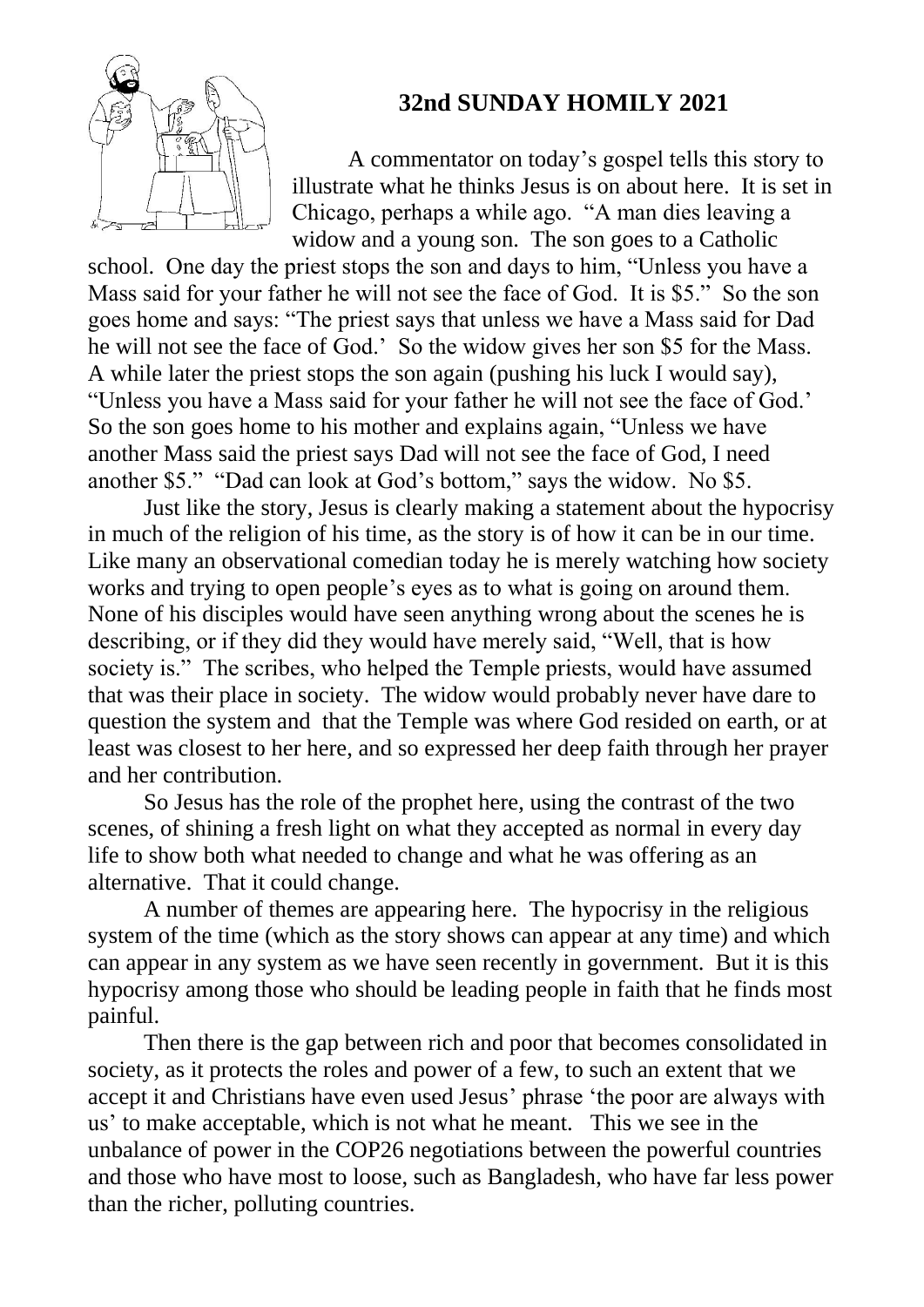## 32nd SUNDAY HOMILY 2021

A commentator on today's gospel tells this story to illustrate what he thinks Jesus is on about here. It is set in Chicago, perhaps a while ago. "A man dies leaving a widow and a young son. The son goes to a Catholic school. One day the priest stops the son and days to him, "Unless you have a Mass said for your father he will not see the face of God. It is $5." So the son goes home and says: "The priest says that unless we have a Mass said for Dad he will not see the face of God.' So the widow gives her son $5 for the Mass. A while later the priest stops the son again (pushing his luck I would say), "Unless you have a Mass said for your father he will not see the face of God.' So the son goes home to his mother and explains again, "Unless we have another Mass said the priest says Dad will not see the face of God, I need another $5." "Dad can look at God's bottom," says the widow. No $5.

Just like the story, Jesus is clearly making a statement about the hypocrisy in much of the religion of his time, as the story is of how it can be in our time. Like many an observational comedian today he is merely watching how society works and trying to open people's eyes as to what is going on around them. None of his disciples would have seen anything wrong about the scenes he is describing, or if they did they would have merely said, "Well, that is how society is." The scribes, who helped the Temple priests, would have assumed that was their place in society. The widow would probably never have dare to question the system and that the Temple was where God resided on earth, or at least was closest to her here, and so expressed her deep faith through her prayer and her contribution.

So Jesus has the role of the prophet here, using the contrast of the two scenes, of shining a fresh light on what they accepted as normal in every day life to show both what needed to change and what he was offering as an alternative. That it could change.

A number of themes are appearing here. The hypocrisy in the religious system of the time (which as the story shows can appear at any time) and which can appear in any system as we have seen recently in government. But it is this hypocrisy among those who should be leading people in faith that he finds most painful.

Then there is the gap between rich and poor that becomes consolidated in society, as it protects the roles and power of a few, to such an extent that we accept it and Christians have even used Jesus' phrase 'the poor are always with us' to make acceptable, which is not what he meant. This we see in the unbalance of power in the COP26 negotiations between the powerful countries and those who have most to loose, such as Bangladesh, who have far less power than the richer, polluting countries.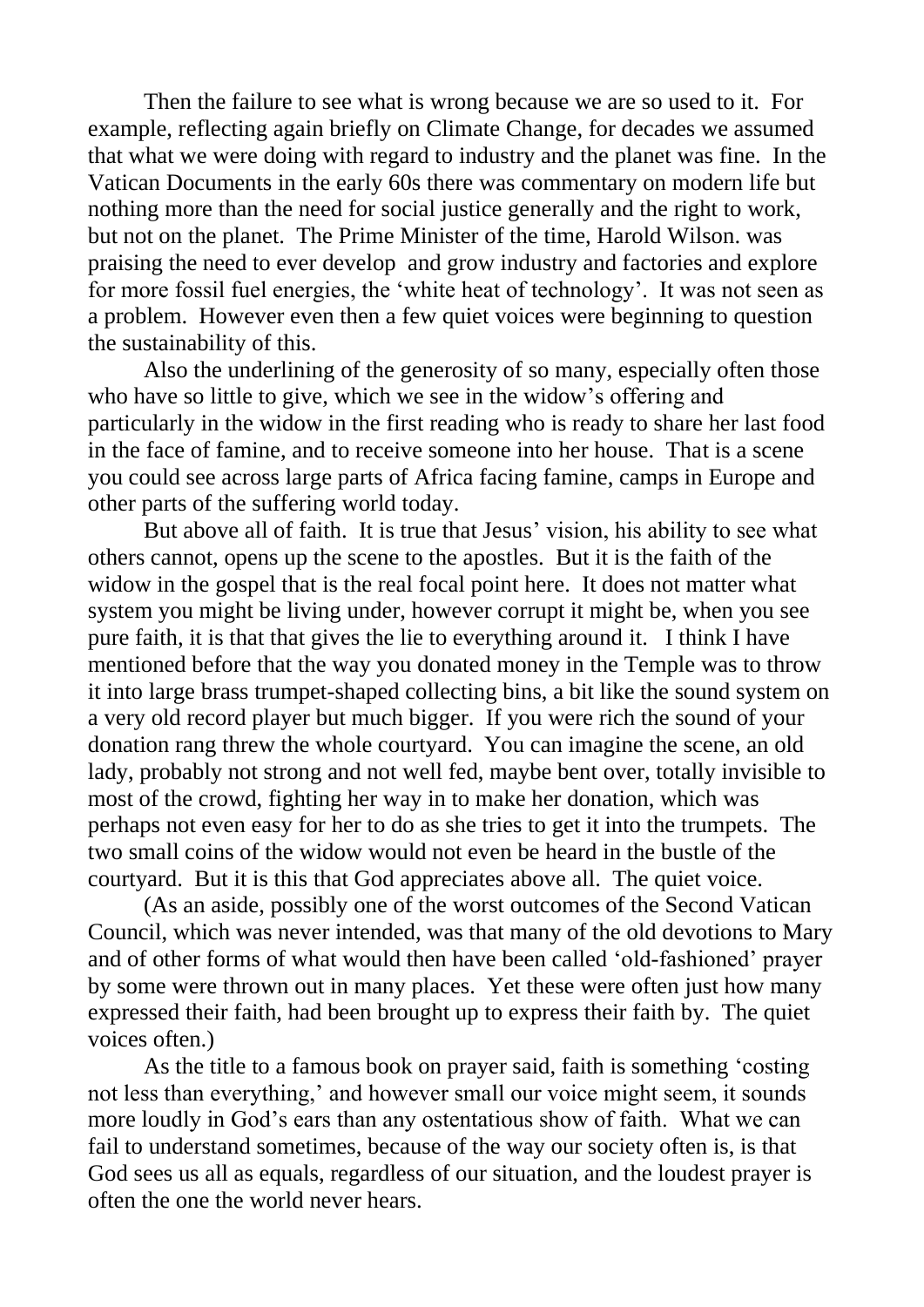Then the failure to see what is wrong because we are so used to it. For example, reflecting again briefly on Climate Change, for decades we assumed that what we were doing with regard to industry and the planet was fine. In the Vatican Documents in the early 60s there was commentary on modern life but nothing more than the need for social justice generally and the right to work, but not on the planet. The Prime Minister of the time, Harold Wilson. was praising the need to ever develop and grow industry and factories and explore for more fossil fuel energies, the 'white heat of technology'. It was not seen as a problem. However even then a few quiet voices were beginning to question the sustainability of this.

Also the underlining of the generosity of so many, especially often those who have so little to give, which we see in the widow's offering and particularly in the widow in the first reading who is ready to share her last food in the face of famine, and to receive someone into her house. That is a scene you could see across large parts of Africa facing famine, camps in Europe and other parts of the suffering world today.

But above all of faith. It is true that Jesus' vision, his ability to see what others cannot, opens up the scene to the apostles. But it is the faith of the widow in the gospel that is the real focal point here. It does not matter what system you might be living under, however corrupt it might be, when you see pure faith, it is that that gives the lie to everything around it. I think I have mentioned before that the way you donated money in the Temple was to throw it into large brass trumpet-shaped collecting bins, a bit like the sound system on a very old record player but much bigger. If you were rich the sound of your donation rang threw the whole courtyard. You can imagine the scene, an old lady, probably not strong and not well fed, maybe bent over, totally invisible to most of the crowd, fighting her way in to make her donation, which was perhaps not even easy for her to do as she tries to get it into the trumpets. The two small coins of the widow would not even be heard in the bustle of the courtyard. But it is this that God appreciates above all. The quiet voice.

(As an aside, possibly one of the worst outcomes of the Second Vatican Council, which was never intended, was that many of the old devotions to Mary and of other forms of what would then have been called 'old-fashioned' prayer by some were thrown out in many places. Yet these were often just how many expressed their faith, had been brought up to express their faith by. The quiet voices often.)

As the title to a famous book on prayer said, faith is something 'costing not less than everything,' and however small our voice might seem, it sounds more loudly in God's ears than any ostentatious show of faith. What we can fail to understand sometimes, because of the way our society often is, is that God sees us all as equals, regardless of our situation, and the loudest prayer is often the one the world never hears.